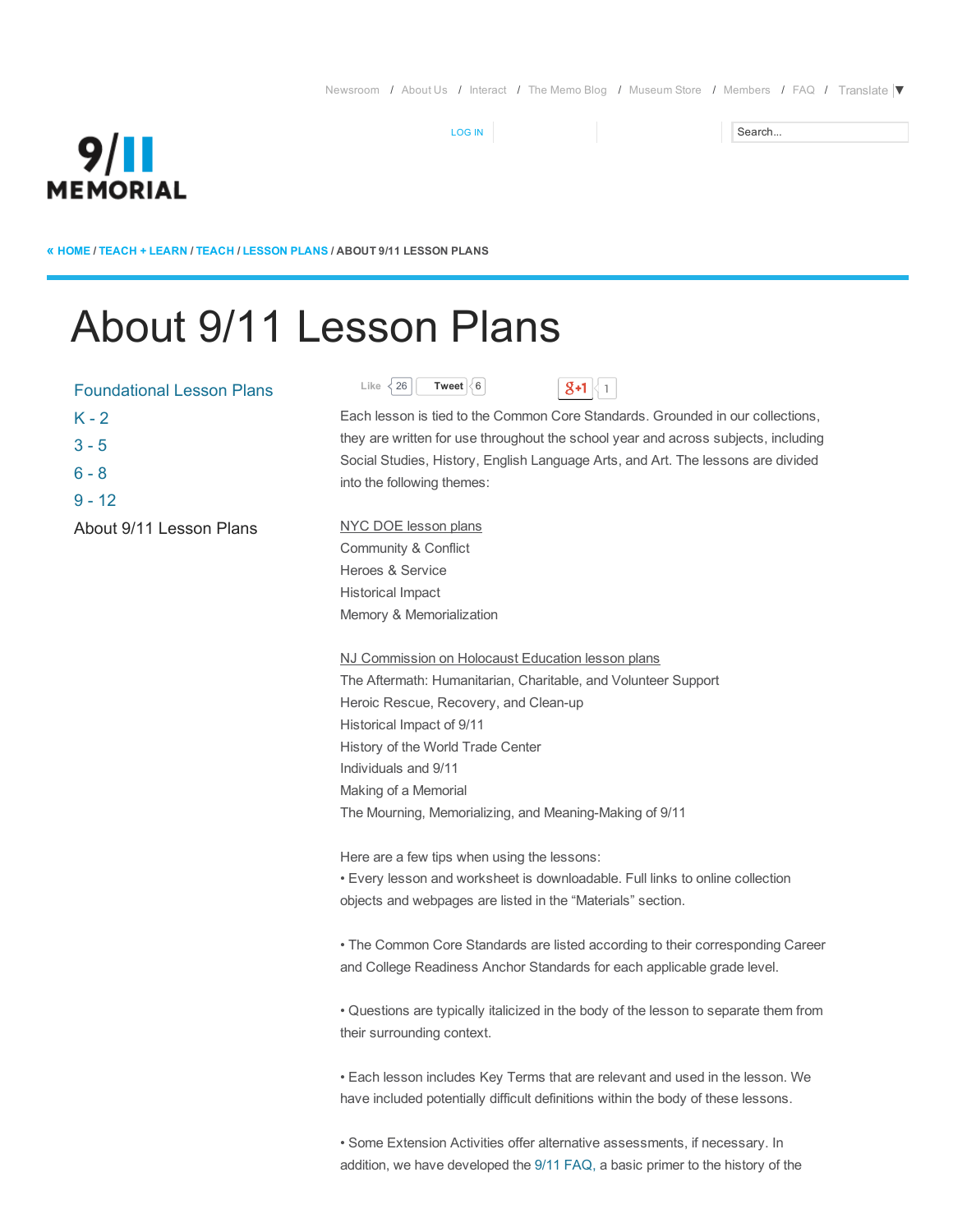Newsroom / About Us / Interact / The Memo Blog / Museum Store / Members / FAQ / Translate

LOG IN

9/11 MEMORIAL

« HOME / TEACH + LEARN / TEACH / LESSON PLANS / ABOUT 9/11 LESSON PLANS

# About 9/11 Lesson Plans

- Foundational Lesson Plans
- K - 2
- 3 - 5
- 6 - 8
- 9 - 12
- About 9/11 Lesson Plans

Like 26 Tweet 6 +1 1

Each lesson is tied to the Common Core Standards. Grounded in our collections, they are written for use throughout the school year and across subjects, including Social Studies, History, English Language Arts, and Art. The lessons are divided into the following themes:

NYC DOE lesson plans
Community & Conflict
Heroes & Service
Historical Impact
Memory & Memorialization

NJ Commission on Holocaust Education lesson plans
The Aftermath: Humanitarian, Charitable, and Volunteer Support
Heroic Rescue, Recovery, and Clean-up
Historical Impact of 9/11
History of the World Trade Center
Individuals and 9/11
Making of a Memorial
The Mourning, Memorializing, and Meaning-Making of 9/11

Here are a few tips when using the lessons:
• Every lesson and worksheet is downloadable. Full links to online collection objects and webpages are listed in the "Materials" section.

• The Common Core Standards are listed according to their corresponding Career and College Readiness Anchor Standards for each applicable grade level.

• Questions are typically italicized in the body of the lesson to separate them from their surrounding context.

• Each lesson includes Key Terms that are relevant and used in the lesson. We have included potentially difficult definitions within the body of these lessons.

• Some Extension Activities offer alternative assessments, if necessary. In addition, we have developed the 9/11 FAQ, a basic primer to the history of the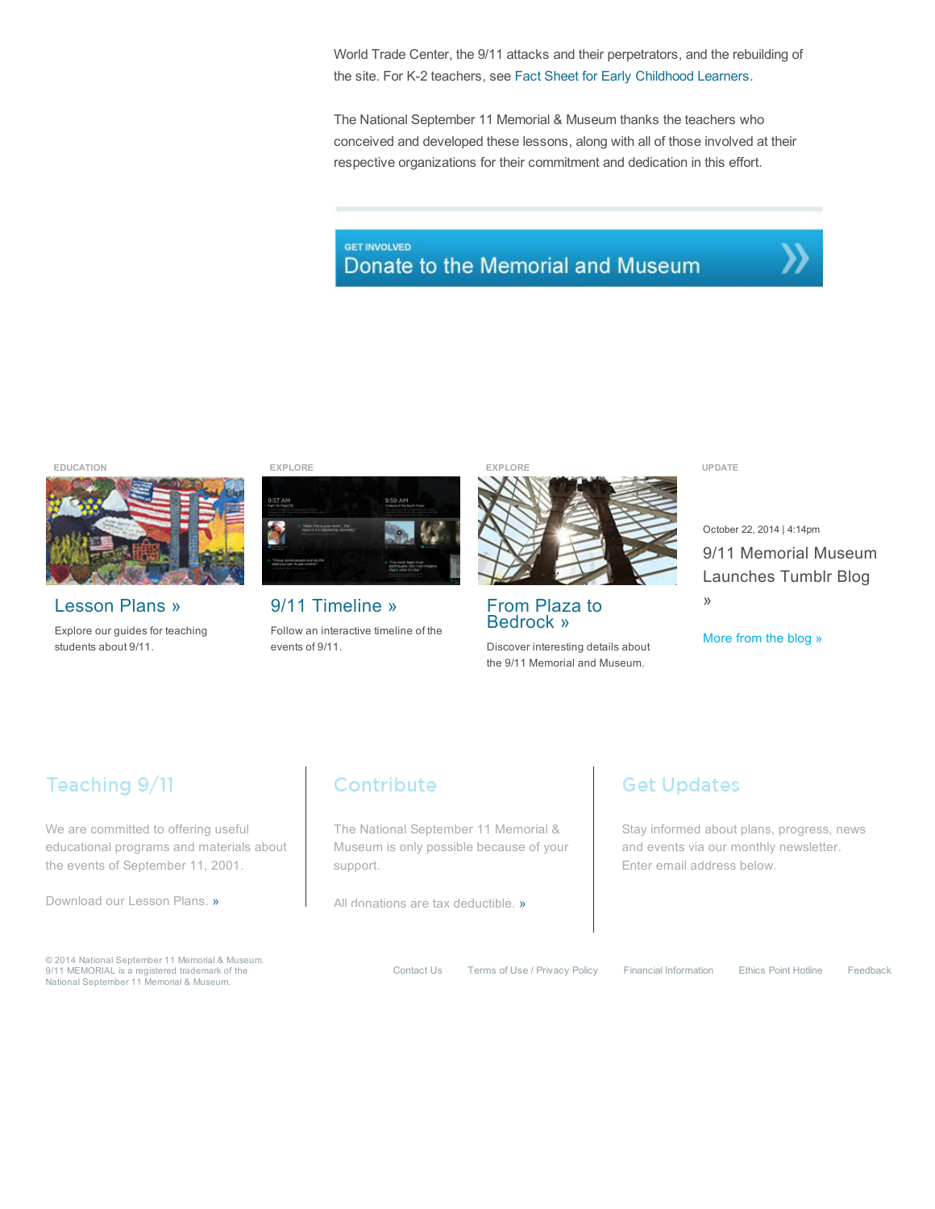World Trade Center, the 9/11 attacks and their perpetrators, and the rebuilding of the site. For K-2 teachers, see Fact Sheet for Early Childhood Learners.

The National September 11 Memorial & Museum thanks the teachers who conceived and developed these lessons, along with all of those involved at their respective organizations for their commitment and dedication in this effort.

GET INVOLVED
Donate to the Memorial and Museum

EDUCATION

## Lesson Plans »

Explore our guides for teaching students about 9/11.

EXPLORE

## 9/11 Timeline »

Follow an interactive timeline of the events of 9/11.

EXPLORE

## From Plaza to Bedrock »

Discover interesting details about the 9/11 Memorial and Museum.

UPDATE

October 22, 2014 | 4:14pm

9/11 Memorial Museum Launches Tumblr Blog »

More from the blog »

## Teaching 9/11

We are committed to offering useful educational programs and materials about the events of September 11, 2001.

Download our Lesson Plans. »

## Contribute

The National September 11 Memorial & Museum is only possible because of your support.

All donations are tax deductible. »

## Get Updates

Stay informed about plans, progress, news and events via our monthly newsletter. Enter email address below.

© 2014 National September 11 Memorial & Museum.
9/11 MEMORIAL is a registered trademark of the National September 11 Memorial & Museum.

Contact Us | Terms of Use / Privacy Policy | Financial Information | Ethics Point Hotline | Feedback